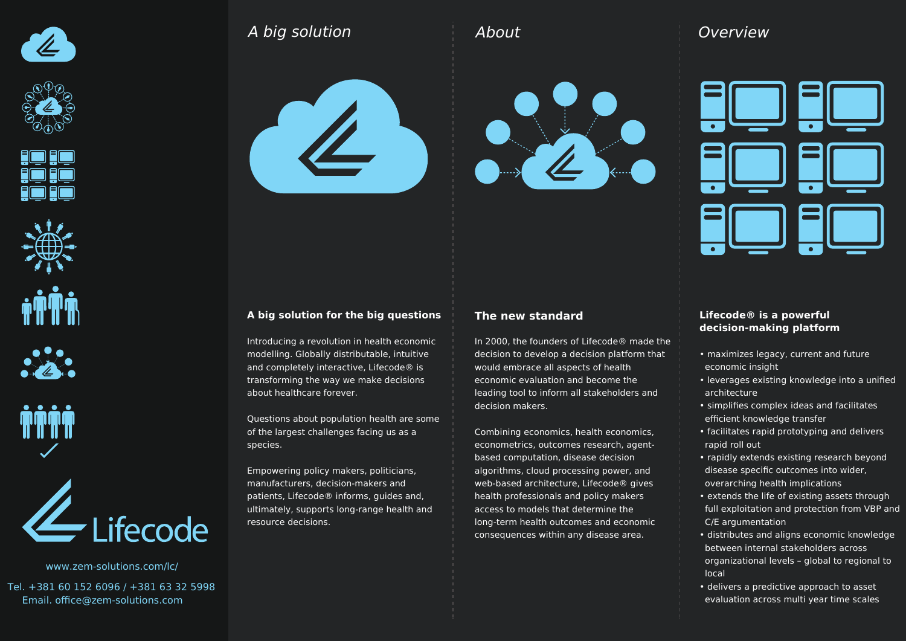Lifecode

www.zem-solutions.com/lc/

Tel. +381 60 152 6096 / +381 63 32 5998
Email. office@zem-solutions.com

## *A big solution*

### A big solution for the big questions

Introducing a revolution in health economic modelling. Globally distributable, intuitive and completely interactive, Lifecode® is transforming the way we make decisions about healthcare forever.

Questions about population health are some of the largest challenges facing us as a species.

Empowering policy makers, politicians, manufacturers, decision-makers and patients, Lifecode® informs, guides and, ultimately, supports long-range health and resource decisions.

## *About*

### The new standard

In 2000, the founders of Lifecode® made the decision to develop a decision platform that would embrace all aspects of health economic evaluation and become the leading tool to inform all stakeholders and decision makers.

Combining economics, health economics, econometrics, outcomes research, agent-based computation, disease decision algorithms, cloud processing power, and web-based architecture, Lifecode® gives health professionals and policy makers access to models that determine the long-term health outcomes and economic consequences within any disease area.

## *Overview*

### Lifecode® is a powerful decision-making platform

- maximizes legacy, current and future economic insight
- leverages existing knowledge into a unified architecture
- simplifies complex ideas and facilitates efficient knowledge transfer
- facilitates rapid prototyping and delivers rapid roll out
- rapidly extends existing research beyond disease specific outcomes into wider, overarching health implications
- extends the life of existing assets through full exploitation and protection from VBP and C/E argumentation
- distributes and aligns economic knowledge between internal stakeholders across organizational levels – global to regional to local
- delivers a predictive approach to asset evaluation across multi year time scales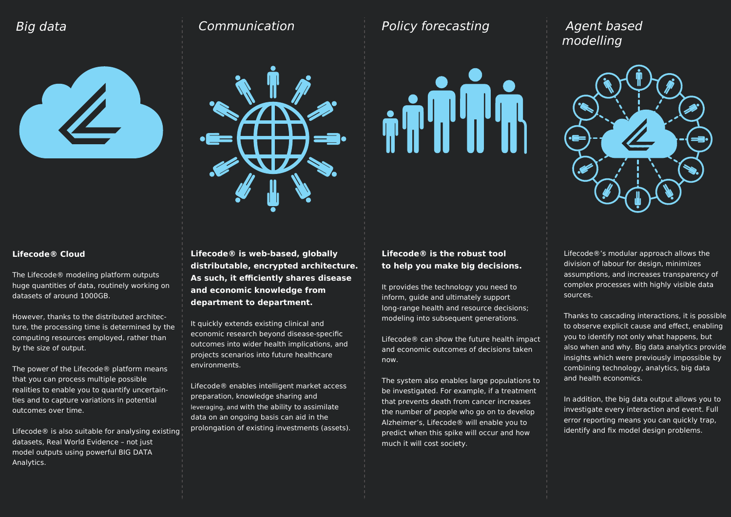## *Big data*

**Lifecode® Cloud**

The Lifecode® modeling platform outputs huge quantities of data, routinely working on datasets of around 1000GB.

However, thanks to the distributed architecture, the processing time is determined by the computing resources employed, rather than by the size of output.

The power of the Lifecode® platform means that you can process multiple possible realities to enable you to quantify uncertainties and to capture variations in potential outcomes over time.

Lifecode® is also suitable for analysing existing datasets, Real World Evidence – not just model outputs using powerful BIG DATA Analytics.

## *Communication*

**Lifecode® is web-based, globally distributable, encrypted architecture. As such, it efficiently shares disease and economic knowledge from department to department.**

It quickly extends existing clinical and economic research beyond disease-specific outcomes into wider health implications, and projects scenarios into future healthcare environments.

Lifecode® enables intelligent market access preparation, knowledge sharing and leveraging, and with the ability to assimilate data on an ongoing basis can aid in the prolongation of existing investments (assets).

## *Policy forecasting*

**Lifecode® is the robust tool to help you make big decisions.**

It provides the technology you need to inform, guide and ultimately support long-range health and resource decisions; modeling into subsequent generations.

Lifecode® can show the future health impact and economic outcomes of decisions taken now.

The system also enables large populations to be investigated. For example, if a treatment that prevents death from cancer increases the number of people who go on to develop Alzheimer's, Lifecode® will enable you to predict when this spike will occur and how much it will cost society.

## *Agent based modelling*

Lifecode®'s modular approach allows the division of labour for design, minimizes assumptions, and increases transparency of complex processes with highly visible data sources.

Thanks to cascading interactions, it is possible to observe explicit cause and effect, enabling you to identify not only what happens, but also when and why. Big data analytics provide insights which were previously impossible by combining technology, analytics, big data and health economics.

In addition, the big data output allows you to investigate every interaction and event. Full error reporting means you can quickly trap, identify and fix model design problems.